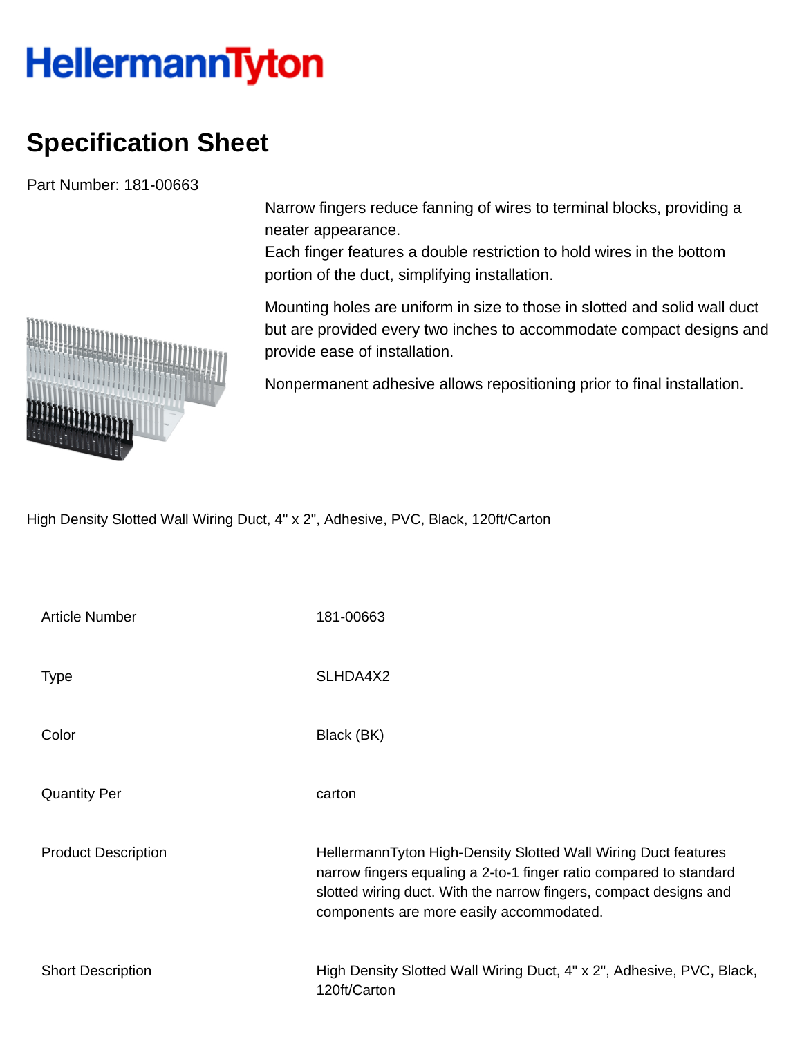HellermannTyton

# Specification Sheet

Part Number: 181-00663

Narrow fingers reduce fanning of wires to terminal blocks, providing a neater appearance.
Each finger features a double restriction to hold wires in the bottom portion of the duct, simplifying installation.

Mounting holes are uniform in size to those in slotted and solid wall duct but are provided every two inches to accommodate compact designs and provide ease of installation.

Nonpermanent adhesive allows repositioning prior to final installation.

High Density Slotted Wall Wiring Duct, 4" x 2", Adhesive, PVC, Black, 120ft/Carton

| | |
|---|---|
| Article Number | 181-00663 |
| Type | SLHDA4X2 |
| Color | Black (BK) |
| Quantity Per | carton |
| Product Description | HellermannTyton High-Density Slotted Wall Wiring Duct features narrow fingers equaling a 2-to-1 finger ratio compared to standard slotted wiring duct. With the narrow fingers, compact designs and components are more easily accommodated. |
| Short Description | High Density Slotted Wall Wiring Duct, 4" x 2", Adhesive, PVC, Black, 120ft/Carton |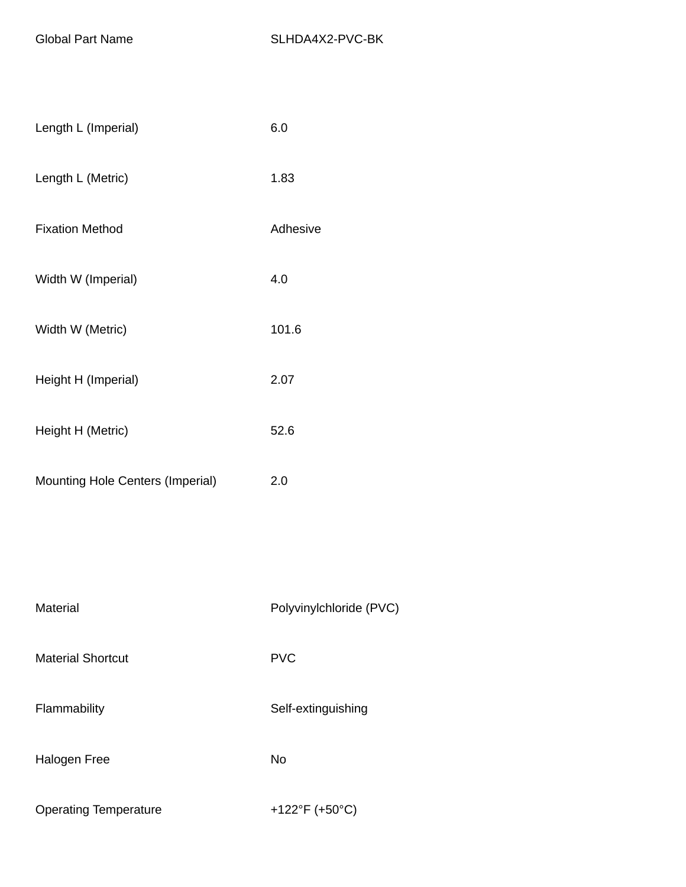| | |
|---|---|
| Global Part Name | SLHDA4X2-PVC-BK |
| | |
| Length L (Imperial) | 6.0 |
| Length L (Metric) | 1.83 |
| Fixation Method | Adhesive |
| Width W (Imperial) | 4.0 |
| Width W (Metric) | 101.6 |
| Height H (Imperial) | 2.07 |
| Height H (Metric) | 52.6 |
| Mounting Hole Centers (Imperial) | 2.0 |
| | |
| Material | Polyvinylchloride (PVC) |
| Material Shortcut | PVC |
| Flammability | Self-extinguishing |
| Halogen Free | No |
| Operating Temperature | +122°F (+50°C) |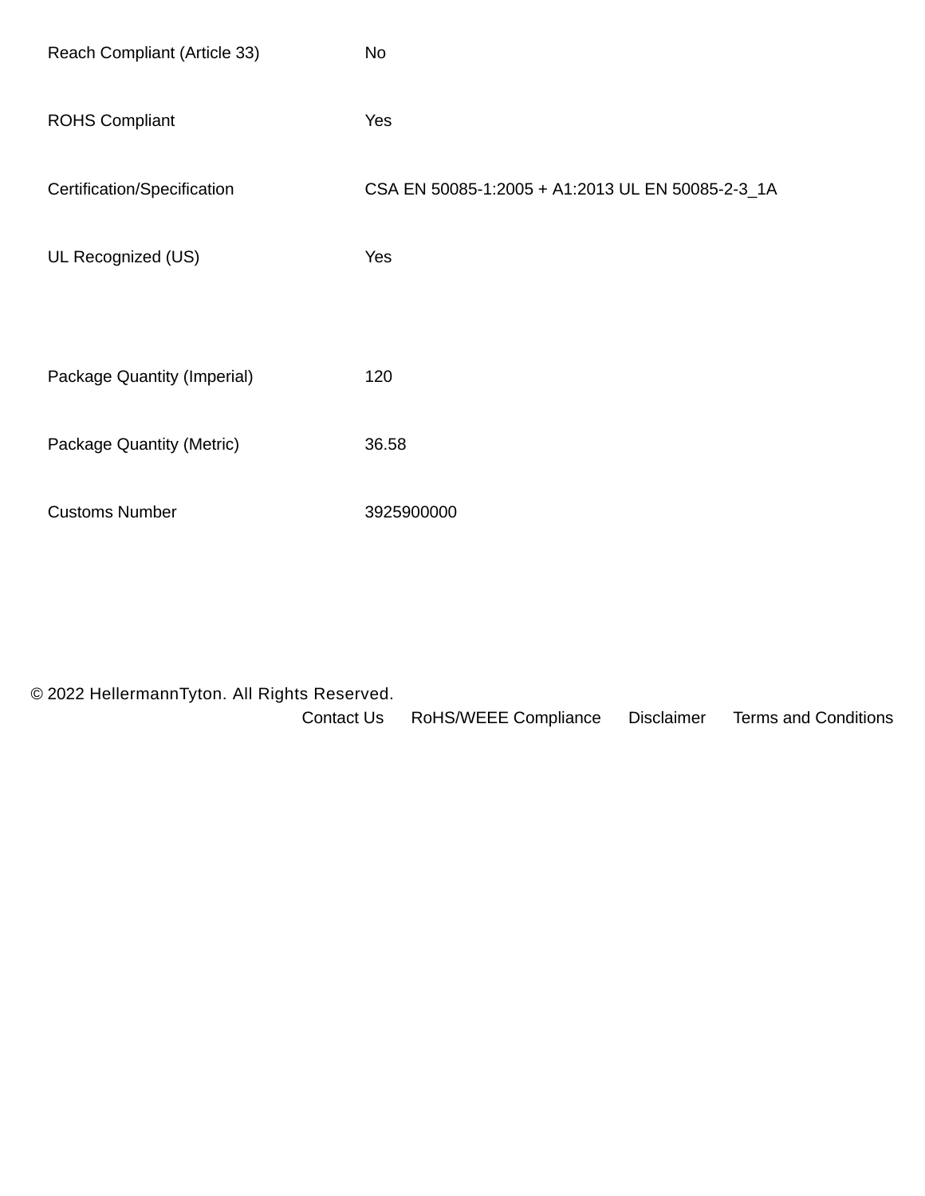| | |
|---|---|
| Reach Compliant (Article 33) | No |
| ROHS Compliant | Yes |
| Certification/Specification | CSA EN 50085-1:2005 + A1:2013 UL EN 50085-2-3_1A |
| UL Recognized (US) | Yes |
| Package Quantity (Imperial) | 120 |
| Package Quantity (Metric) | 36.58 |
| Customs Number | 3925900000 |

© 2022 HellermannTyton. All Rights Reserved.

Contact Us RoHS/WEEE Compliance Disclaimer Terms and Conditions